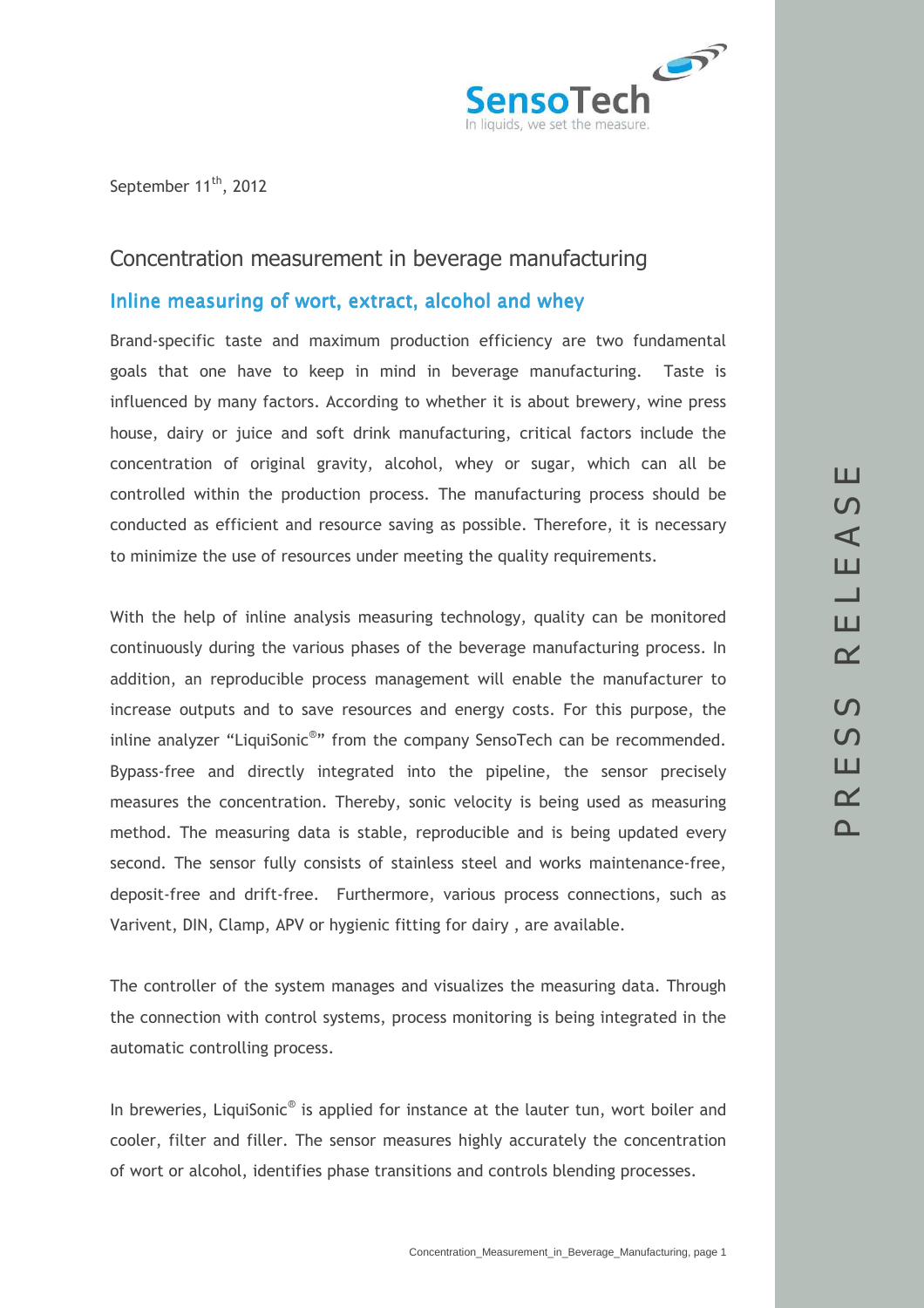SensoTech

In liquids, we set the measure.

September 11th, 2012

# Concentration measurement in beverage manufacturing

## Inline measuring of wort, extract, alcohol and whey

Brand-specific taste and maximum production efficiency are two fundamental goals that one have to keep in mind in beverage manufacturing. Taste is influenced by many factors. According to whether it is about brewery, wine press house, dairy or juice and soft drink manufacturing, critical factors include the concentration of original gravity, alcohol, whey or sugar, which can all be controlled within the production process. The manufacturing process should be conducted as efficient and resource saving as possible. Therefore, it is necessary to minimize the use of resources under meeting the quality requirements.

With the help of inline analysis measuring technology, quality can be monitored continuously during the various phases of the beverage manufacturing process. In addition, an reproducible process management will enable the manufacturer to increase outputs and to save resources and energy costs. For this purpose, the inline analyzer "LiquiSonic®" from the company SensoTech can be recommended. Bypass-free and directly integrated into the pipeline, the sensor precisely measures the concentration. Thereby, sonic velocity is being used as measuring method. The measuring data is stable, reproducible and is being updated every second. The sensor fully consists of stainless steel and works maintenance-free, deposit-free and drift-free. Furthermore, various process connections, such as Varivent, DIN, Clamp, APV or hygienic fitting for dairy , are available.

The controller of the system manages and visualizes the measuring data. Through the connection with control systems, process monitoring is being integrated in the automatic controlling process.

In breweries, LiquiSonic® is applied for instance at the lauter tun, wort boiler and cooler, filter and filler. The sensor measures highly accurately the concentration of wort or alcohol, identifies phase transitions and controls blending processes.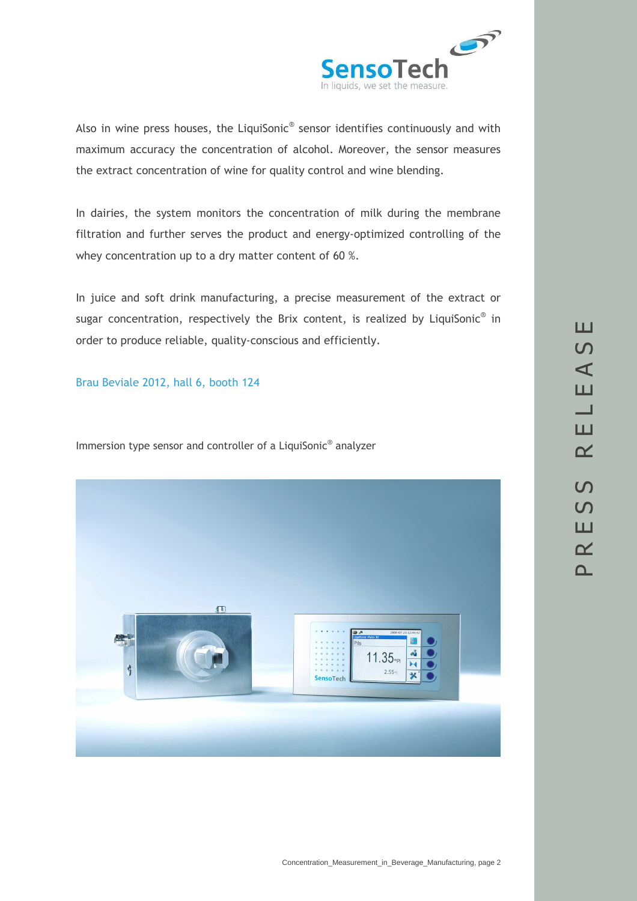Also in wine press houses, the LiquiSonic® sensor identifies continuously and with maximum accuracy the concentration of alcohol. Moreover, the sensor measures the extract concentration of wine for quality control and wine blending.

In dairies, the system monitors the concentration of milk during the membrane filtration and further serves the product and energy-optimized controlling of the whey concentration up to a dry matter content of 60 %.

In juice and soft drink manufacturing, a precise measurement of the extract or sugar concentration, respectively the Brix content, is realized by LiquiSonic® in order to produce reliable, quality-conscious and efficiently.

Brau Beviale 2012, hall 6, booth 124

Immersion type sensor and controller of a LiquiSonic® analyzer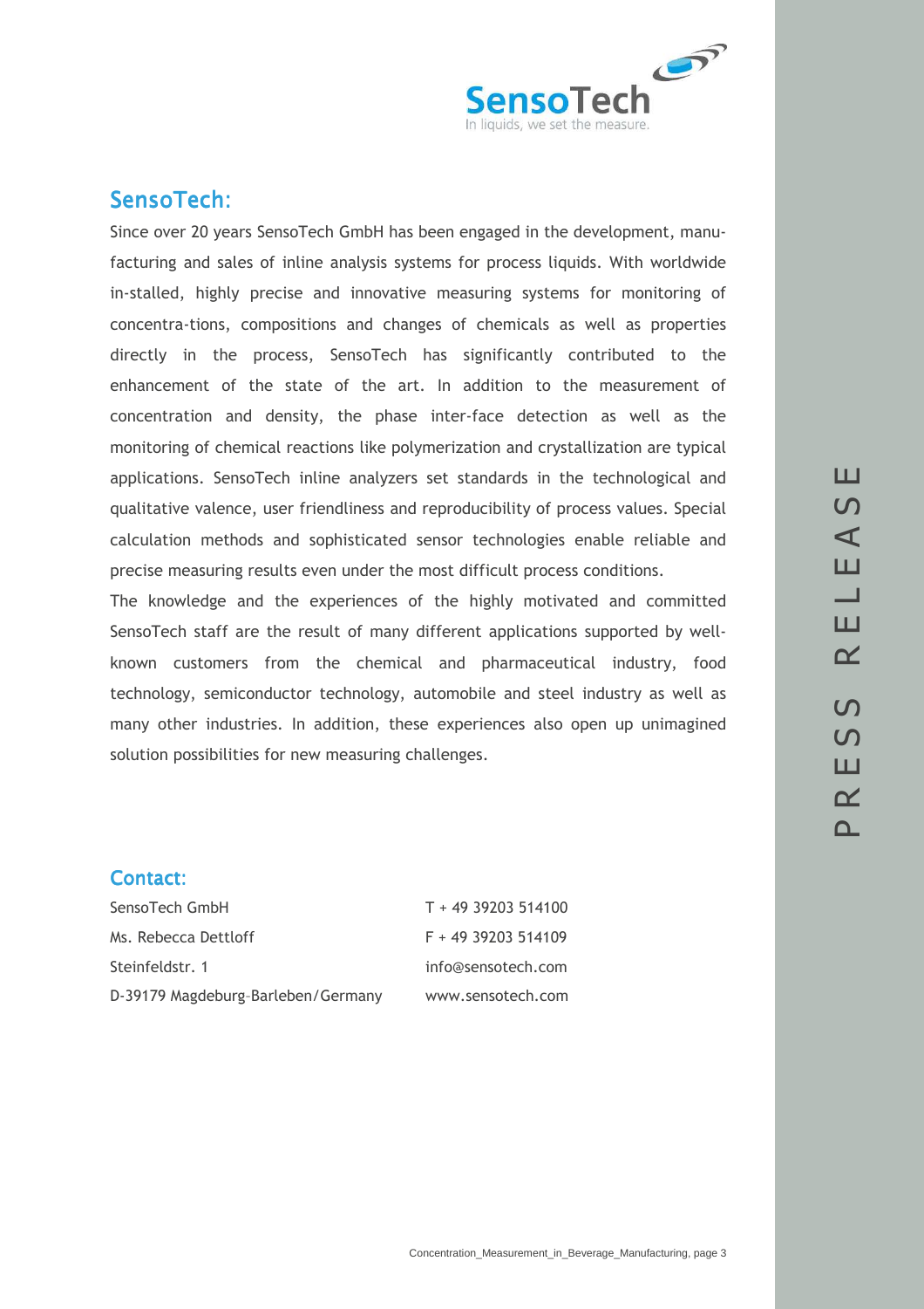SensoTech

In liquids, we set the measure.

## SensoTech:

Since over 20 years SensoTech GmbH has been engaged in the development, manufacturing and sales of inline analysis systems for process liquids. With worldwide in-stalled, highly precise and innovative measuring systems for monitoring of concentra-tions, compositions and changes of chemicals as well as properties directly in the process, SensoTech has significantly contributed to the enhancement of the state of the art. In addition to the measurement of concentration and density, the phase inter-face detection as well as the monitoring of chemical reactions like polymerization and crystallization are typical applications. SensoTech inline analyzers set standards in the technological and qualitative valence, user friendliness and reproducibility of process values. Special calculation methods and sophisticated sensor technologies enable reliable and precise measuring results even under the most difficult process conditions.

The knowledge and the experiences of the highly motivated and committed SensoTech staff are the result of many different applications supported by well-known customers from the chemical and pharmaceutical industry, food technology, semiconductor technology, automobile and steel industry as well as many other industries. In addition, these experiences also open up unimagined solution possibilities for new measuring challenges.

## Contact:

| | |
|---|---|
| SensoTech GmbH | T + 49 39203 514100 |
| Ms. Rebecca Dettloff | F + 49 39203 514109 |
| Steinfeldstr. 1 | info@sensotech.com |
| D-39179 Magdeburg-Barleben/Germany | www.sensotech.com |

PRESS RELEASE